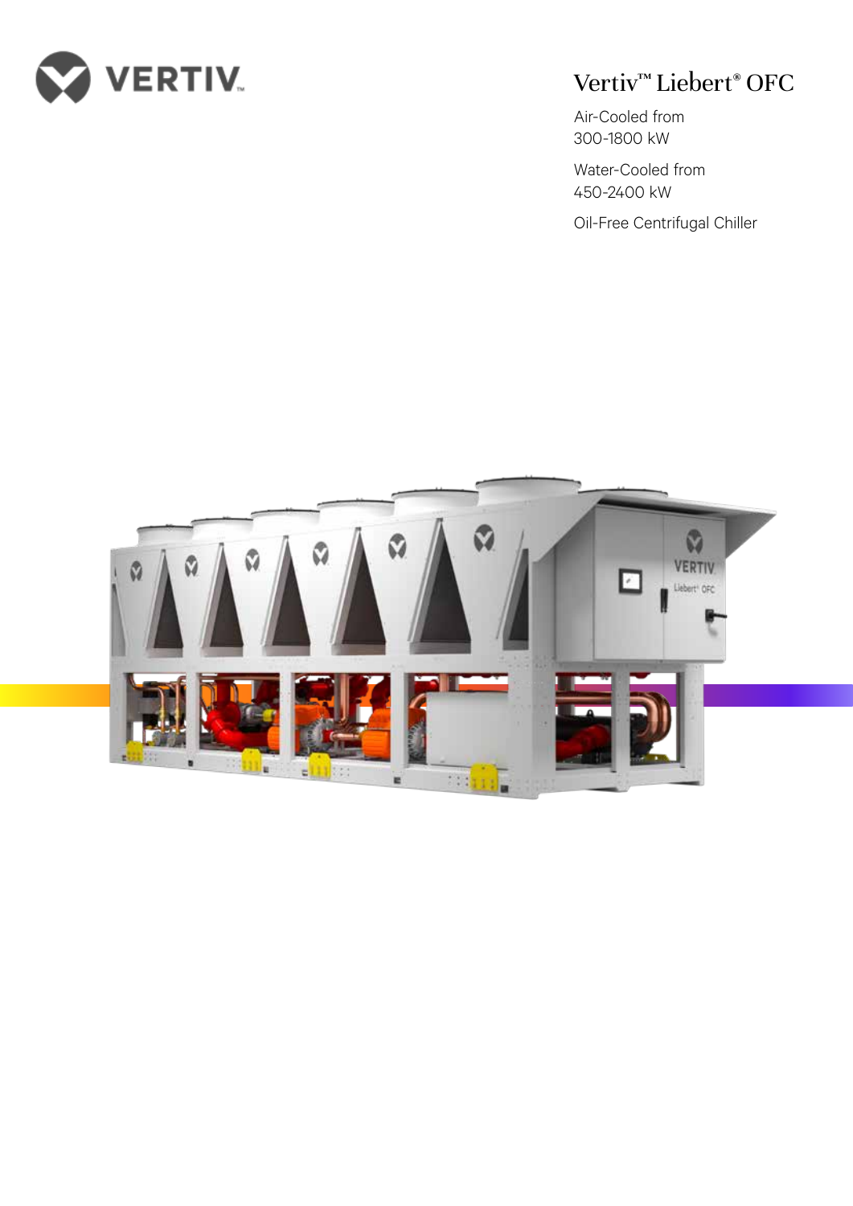# Vertiv™ Liebert® OFC

Air-Cooled from 300-1800 kW

Water-Cooled from 450-2400 kW

Oil-Free Centrifugal Chiller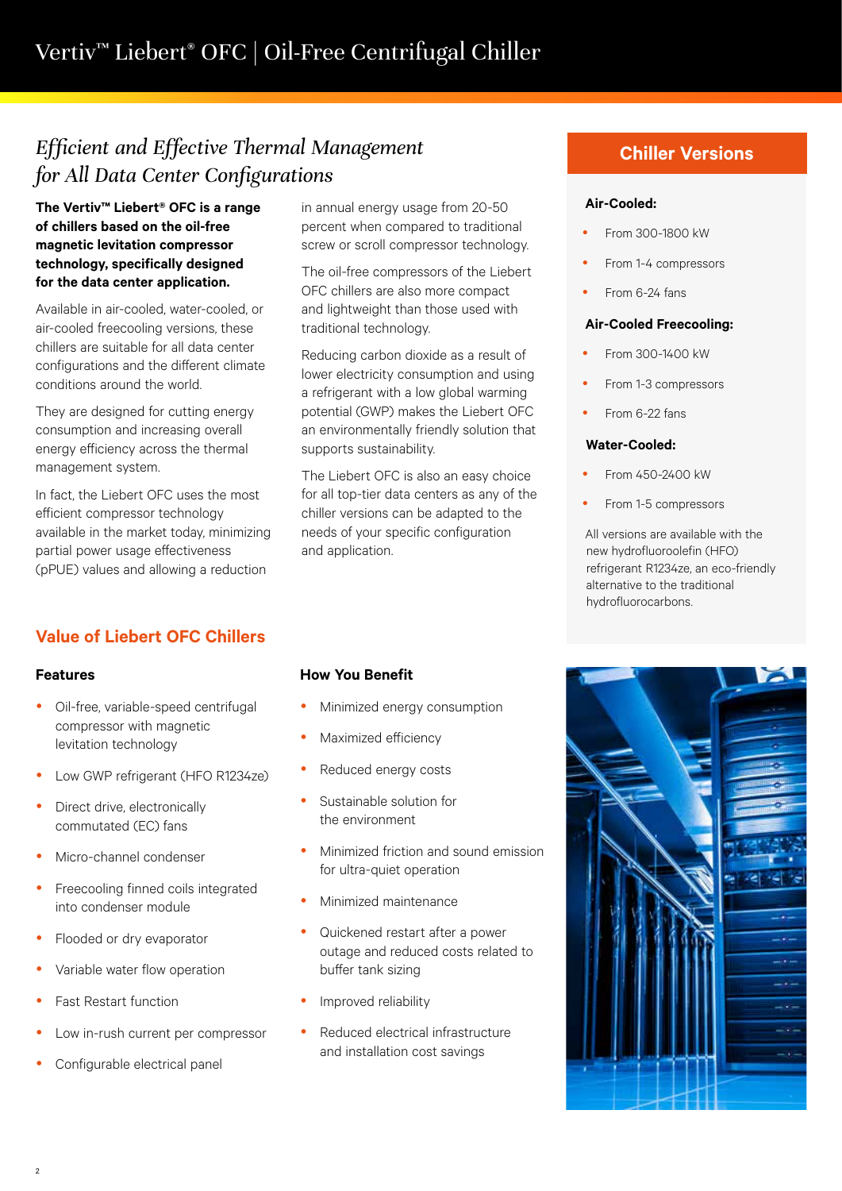# Vertiv™ Liebert® OFC | Oil-Free Centrifugal Chiller

## *Efficient and Effective Thermal Management for All Data Center Configurations*

**The Vertiv™ Liebert® OFC is a range of chillers based on the oil-free magnetic levitation compressor technology, specifically designed for the data center application.**

Available in air-cooled, water-cooled, or air-cooled freecooling versions, these chillers are suitable for all data center configurations and the different climate conditions around the world.

They are designed for cutting energy consumption and increasing overall energy efficiency across the thermal management system.

In fact, the Liebert OFC uses the most efficient compressor technology available in the market today, minimizing partial power usage effectiveness (pPUE) values and allowing a reduction in annual energy usage from 20-50 percent when compared to traditional screw or scroll compressor technology.

The oil-free compressors of the Liebert OFC chillers are also more compact and lightweight than those used with traditional technology.

Reducing carbon dioxide as a result of lower electricity consumption and using a refrigerant with a low global warming potential (GWP) makes the Liebert OFC an environmentally friendly solution that supports sustainability.

The Liebert OFC is also an easy choice for all top-tier data centers as any of the chiller versions can be adapted to the needs of your specific configuration and application.

## Chiller Versions

**Air-Cooled:**

- From 300-1800 kW
- From 1-4 compressors
- From 6-24 fans

**Air-Cooled Freecooling:**

- From 300-1400 kW
- From 1-3 compressors
- From 6-22 fans

**Water-Cooled:**

- From 450-2400 kW
- From 1-5 compressors

All versions are available with the new hydrofluoroolefin (HFO) refrigerant R1234ze, an eco-friendly alternative to the traditional hydrofluorocarbons.

## Value of Liebert OFC Chillers

### Features

- Oil-free, variable-speed centrifugal compressor with magnetic levitation technology
- Low GWP refrigerant (HFO R1234ze)
- Direct drive, electronically commutated (EC) fans
- Micro-channel condenser
- Freecooling finned coils integrated into condenser module
- Flooded or dry evaporator
- Variable water flow operation
- Fast Restart function
- Low in-rush current per compressor
- Configurable electrical panel

### How You Benefit

- Minimized energy consumption
- Maximized efficiency
- Reduced energy costs
- Sustainable solution for the environment
- Minimized friction and sound emission for ultra-quiet operation
- Minimized maintenance
- Quickened restart after a power outage and reduced costs related to buffer tank sizing
- Improved reliability
- Reduced electrical infrastructure and installation cost savings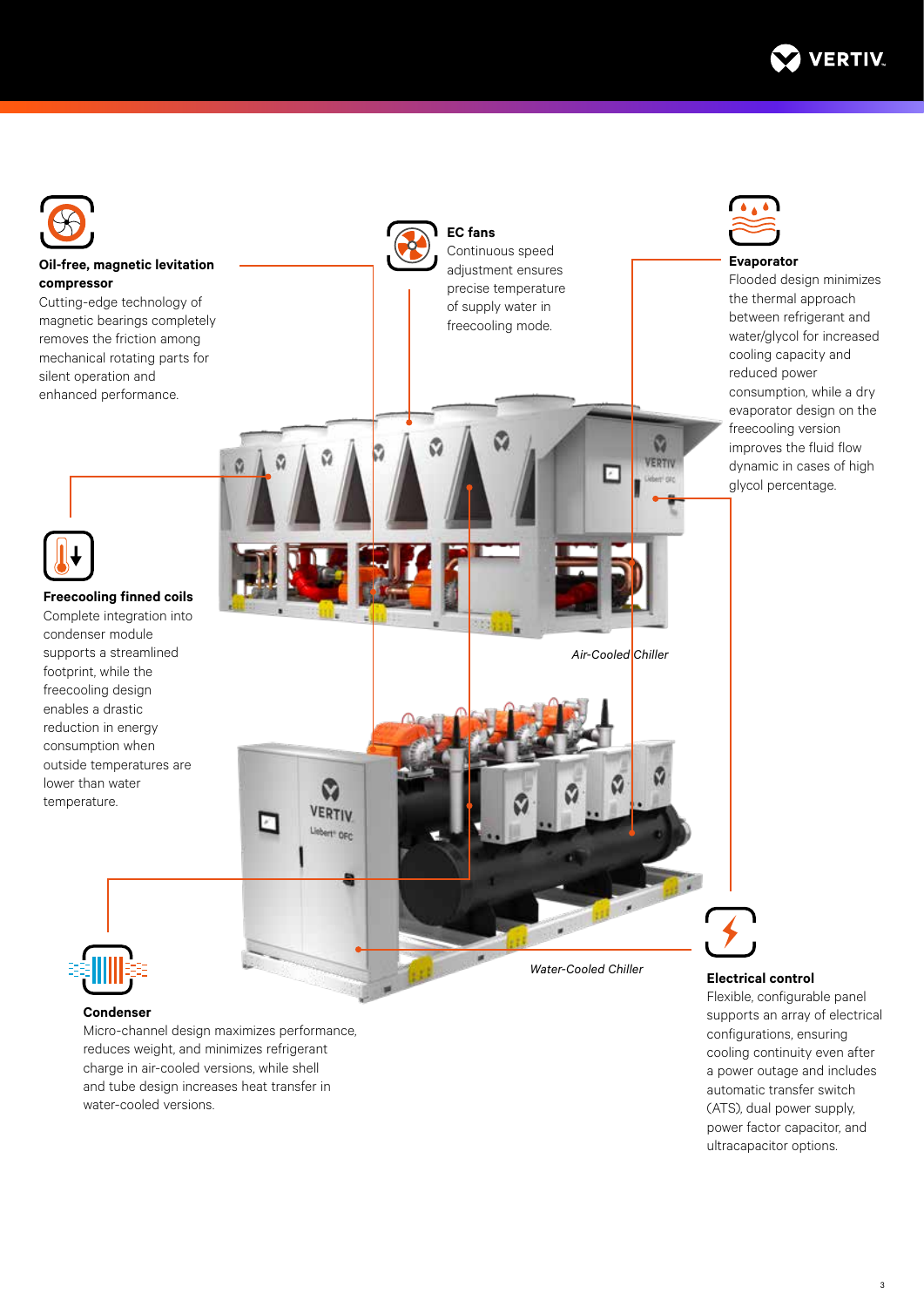### Oil-free, magnetic levitation compressor

Cutting-edge technology of magnetic bearings completely removes the friction among mechanical rotating parts for silent operation and enhanced performance.

### EC fans

Continuous speed adjustment ensures precise temperature of supply water in freecooling mode.

### Evaporator

Flooded design minimizes the thermal approach between refrigerant and water/glycol for increased cooling capacity and reduced power consumption, while a dry evaporator design on the freecooling version improves the fluid flow dynamic in cases of high glycol percentage.

### Freecooling finned coils

Complete integration into condenser module supports a streamlined footprint, while the freecooling design enables a drastic reduction in energy consumption when outside temperatures are lower than water temperature.

*Air-Cooled Chiller*

*Water-Cooled Chiller*

### Condenser

Micro-channel design maximizes performance, reduces weight, and minimizes refrigerant charge in air-cooled versions, while shell and tube design increases heat transfer in water-cooled versions.

### Electrical control

Flexible, configurable panel supports an array of electrical configurations, ensuring cooling continuity even after a power outage and includes automatic transfer switch (ATS), dual power supply, power factor capacitor, and ultracapacitor options.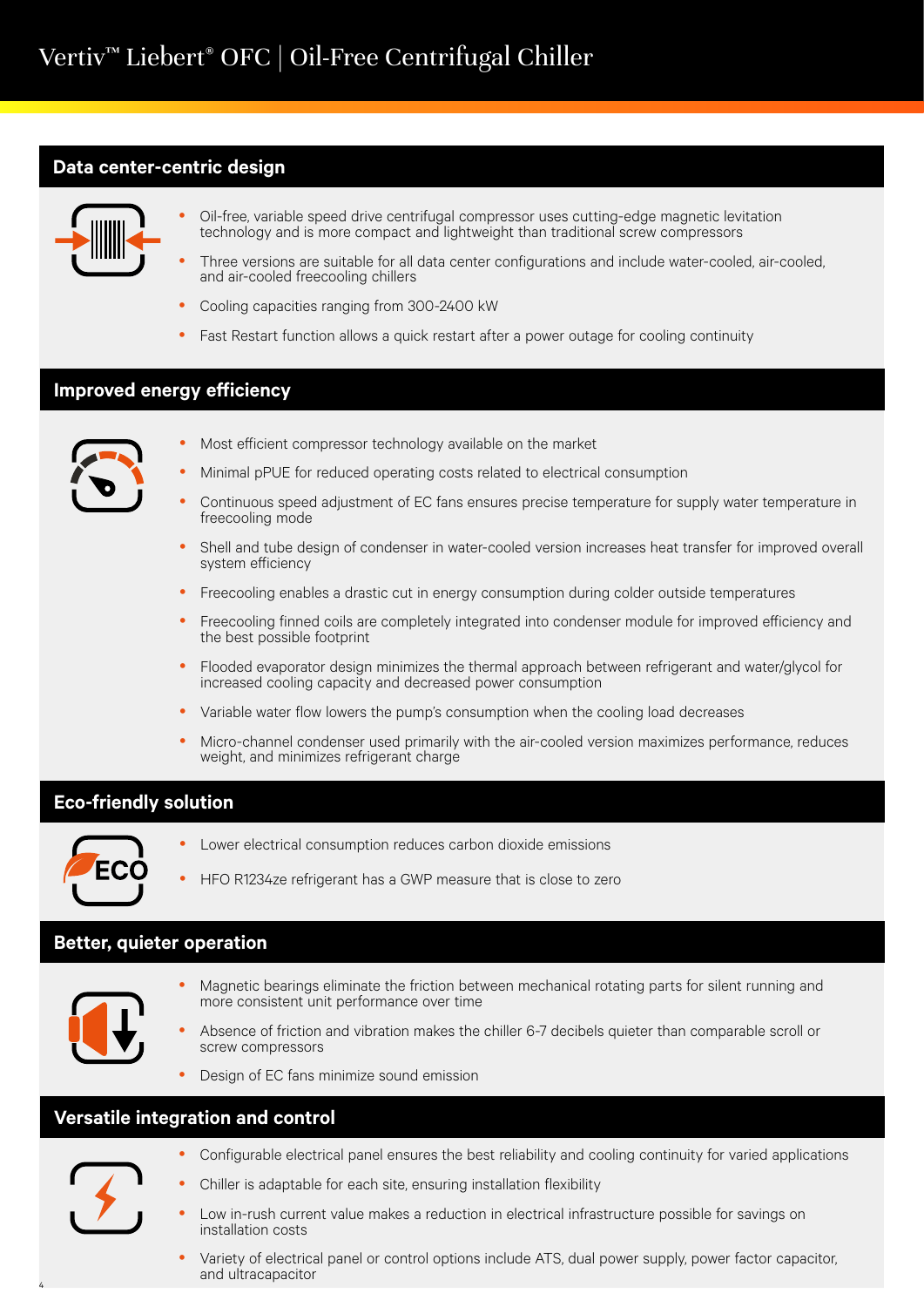# Vertiv™ Liebert® OFC | Oil-Free Centrifugal Chiller

## Data center-centric design

- Oil-free, variable speed drive centrifugal compressor uses cutting-edge magnetic levitation technology and is more compact and lightweight than traditional screw compressors
- Three versions are suitable for all data center configurations and include water-cooled, air-cooled, and air-cooled freecooling chillers
- Cooling capacities ranging from 300-2400 kW
- Fast Restart function allows a quick restart after a power outage for cooling continuity

## Improved energy efficiency

- Most efficient compressor technology available on the market
- Minimal pPUE for reduced operating costs related to electrical consumption
- Continuous speed adjustment of EC fans ensures precise temperature for supply water temperature in freecooling mode
- Shell and tube design of condenser in water-cooled version increases heat transfer for improved overall system efficiency
- Freecooling enables a drastic cut in energy consumption during colder outside temperatures
- Freecooling finned coils are completely integrated into condenser module for improved efficiency and the best possible footprint
- Flooded evaporator design minimizes the thermal approach between refrigerant and water/glycol for increased cooling capacity and decreased power consumption
- Variable water flow lowers the pump's consumption when the cooling load decreases
- Micro-channel condenser used primarily with the air-cooled version maximizes performance, reduces weight, and minimizes refrigerant charge

## Eco-friendly solution

- Lower electrical consumption reduces carbon dioxide emissions
- HFO R1234ze refrigerant has a GWP measure that is close to zero

## Better, quieter operation

- Magnetic bearings eliminate the friction between mechanical rotating parts for silent running and more consistent unit performance over time
- Absence of friction and vibration makes the chiller 6-7 decibels quieter than comparable scroll or screw compressors
- Design of EC fans minimize sound emission

## Versatile integration and control

- Configurable electrical panel ensures the best reliability and cooling continuity for varied applications
- Chiller is adaptable for each site, ensuring installation flexibility
- Low in-rush current value makes a reduction in electrical infrastructure possible for savings on installation costs
- Variety of electrical panel or control options include ATS, dual power supply, power factor capacitor, and ultracapacitor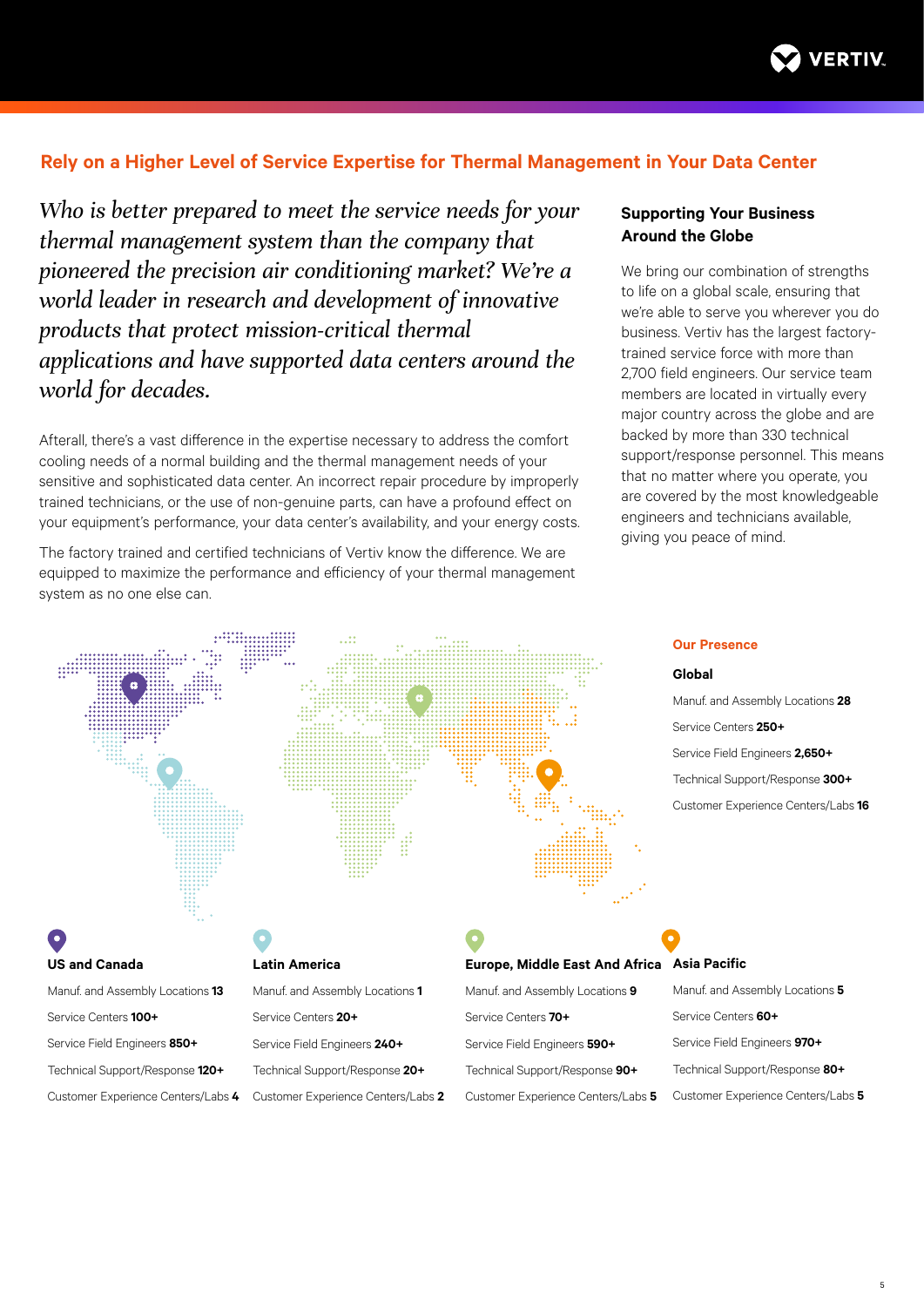## Rely on a Higher Level of Service Expertise for Thermal Management in Your Data Center

*Who is better prepared to meet the service needs for your thermal management system than the company that pioneered the precision air conditioning market? We're a world leader in research and development of innovative products that protect mission-critical thermal applications and have supported data centers around the world for decades.*

Afterall, there's a vast difference in the expertise necessary to address the comfort cooling needs of a normal building and the thermal management needs of your sensitive and sophisticated data center. An incorrect repair procedure by improperly trained technicians, or the use of non-genuine parts, can have a profound effect on your equipment's performance, your data center's availability, and your energy costs.

The factory trained and certified technicians of Vertiv know the difference. We are equipped to maximize the performance and efficiency of your thermal management system as no one else can.

### Supporting Your Business Around the Globe

We bring our combination of strengths to life on a global scale, ensuring that we're able to serve you wherever you do business. Vertiv has the largest factory-trained service force with more than 2,700 field engineers. Our service team members are located in virtually every major country across the globe and are backed by more than 330 technical support/response personnel. This means that no matter where you operate, you are covered by the most knowledgeable engineers and technicians available, giving you peace of mind.

### Our Presence

**Global**

Manuf. and Assembly Locations **28**

Service Centers **250+**

Service Field Engineers **2,650+**

Technical Support/Response **300+**

Customer Experience Centers/Labs **16**

**US and Canada**

Manuf. and Assembly Locations **13**

Service Centers **100+**

Service Field Engineers **850+**

Technical Support/Response **120+**

Customer Experience Centers/Labs **4**

**Latin America**

Manuf. and Assembly Locations **1**

Service Centers **20+**

Service Field Engineers **240+**

Technical Support/Response **20+**

Customer Experience Centers/Labs **2**

**Europe, Middle East And Africa**

Manuf. and Assembly Locations **9**

Service Centers **70+**

Service Field Engineers **590+**

Technical Support/Response **90+**

Customer Experience Centers/Labs **5**

**Asia Pacific**

Manuf. and Assembly Locations **5**

Service Centers **60+**

Service Field Engineers **970+**

Technical Support/Response **80+**

Customer Experience Centers/Labs **5**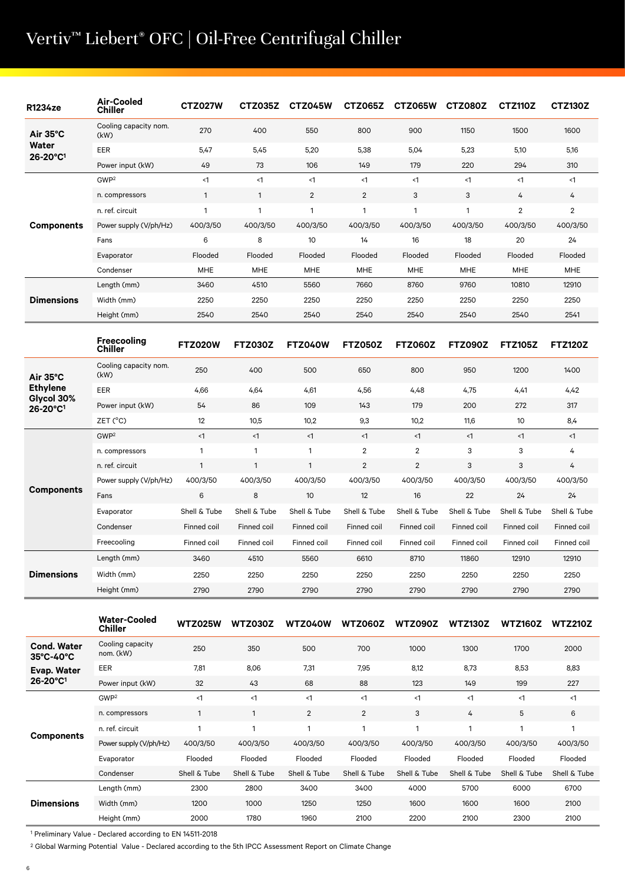# Vertiv™ Liebert® OFC | Oil-Free Centrifugal Chiller

| R1234ze | Air-Cooled Chiller | CTZ027W | CTZ035Z | CTZ045W | CTZ065Z | CTZ065W | CTZ080Z | CTZ110Z | CTZ130Z |
|---|---|---|---|---|---|---|---|---|---|
| Air 35°C Water 26-20°C[1] | Cooling capacity nom. (kW) | 270 | 400 | 550 | 800 | 900 | 1150 | 1500 | 1600 |
| | EER | 5,47 | 5,45 | 5,20 | 5,38 | 5,04 | 5,23 | 5,10 | 5,16 |
| | Power input (kW) | 49 | 73 | 106 | 149 | 179 | 220 | 294 | 310 |
| Components | GWP[2] | <1 | <1 | <1 | <1 | <1 | <1 | <1 | <1 |
| | n. compressors | 1 | 1 | 2 | 2 | 3 | 3 | 4 | 4 |
| | n. ref. circuit | 1 | 1 | 1 | 1 | 1 | 1 | 2 | 2 |
| | Power supply (V/ph/Hz) | 400/3/50 | 400/3/50 | 400/3/50 | 400/3/50 | 400/3/50 | 400/3/50 | 400/3/50 | 400/3/50 |
| | Fans | 6 | 8 | 10 | 14 | 16 | 18 | 20 | 24 |
| | Evaporator | Flooded | Flooded | Flooded | Flooded | Flooded | Flooded | Flooded | Flooded |
| | Condenser | MHE | MHE | MHE | MHE | MHE | MHE | MHE | MHE |
| Dimensions | Length (mm) | 3460 | 4510 | 5560 | 7660 | 8760 | 9760 | 10810 | 12910 |
| | Width (mm) | 2250 | 2250 | 2250 | 2250 | 2250 | 2250 | 2250 | 2250 |
| | Height (mm) | 2540 | 2540 | 2540 | 2540 | 2540 | 2540 | 2540 | 2541 |

| | Freecooling Chiller | FTZ020W | FTZ030Z | FTZ040W | FTZ050Z | FTZ060Z | FTZ090Z | FTZ105Z | FTZ120Z |
|---|---|---|---|---|---|---|---|---|---|
| Air 35°C Ethylene Glycol 30% 26-20°C[1] | Cooling capacity nom. (kW) | 250 | 400 | 500 | 650 | 800 | 950 | 1200 | 1400 |
| | EER | 4,66 | 4,64 | 4,61 | 4,56 | 4,48 | 4,75 | 4,41 | 4,42 |
| | Power input (kW) | 54 | 86 | 109 | 143 | 179 | 200 | 272 | 317 |
| | ZET (°C) | 12 | 10,5 | 10,2 | 9,3 | 10,2 | 11,6 | 10 | 8,4 |
| Components | GWP[2] | <1 | <1 | <1 | <1 | <1 | <1 | <1 | <1 |
| | n. compressors | 1 | 1 | 1 | 2 | 2 | 3 | 3 | 4 |
| | n. ref. circuit | 1 | 1 | 1 | 2 | 2 | 3 | 3 | 4 |
| | Power supply (V/ph/Hz) | 400/3/50 | 400/3/50 | 400/3/50 | 400/3/50 | 400/3/50 | 400/3/50 | 400/3/50 | 400/3/50 |
| | Fans | 6 | 8 | 10 | 12 | 16 | 22 | 24 | 24 |
| | Evaporator | Shell & Tube | Shell & Tube | Shell & Tube | Shell & Tube | Shell & Tube | Shell & Tube | Shell & Tube | Shell & Tube |
| | Condenser | Finned coil | Finned coil | Finned coil | Finned coil | Finned coil | Finned coil | Finned coil | Finned coil |
| | Freecooling | Finned coil | Finned coil | Finned coil | Finned coil | Finned coil | Finned coil | Finned coil | Finned coil |
| Dimensions | Length (mm) | 3460 | 4510 | 5560 | 6610 | 8710 | 11860 | 12910 | 12910 |
| | Width (mm) | 2250 | 2250 | 2250 | 2250 | 2250 | 2250 | 2250 | 2250 |
| | Height (mm) | 2790 | 2790 | 2790 | 2790 | 2790 | 2790 | 2790 | 2790 |

| | Water-Cooled Chiller | WTZ025W | WTZ030Z | WTZ040W | WTZ060Z | WTZ090Z | WTZ130Z | WTZ160Z | WTZ210Z |
|---|---|---|---|---|---|---|---|---|---|
| Cond. Water 35°C-40°C Evap. Water 26-20°C[1] | Cooling capacity nom. (kW) | 250 | 350 | 500 | 700 | 1000 | 1300 | 1700 | 2000 |
| | EER | 7,81 | 8,06 | 7,31 | 7,95 | 8,12 | 8,73 | 8,53 | 8,83 |
| | Power input (kW) | 32 | 43 | 68 | 88 | 123 | 149 | 199 | 227 |
| Components | GWP[2] | <1 | <1 | <1 | <1 | <1 | <1 | <1 | <1 |
| | n. compressors | 1 | 1 | 2 | 2 | 3 | 4 | 5 | 6 |
| | n. ref. circuit | 1 | 1 | 1 | 1 | 1 | 1 | 1 | 1 |
| | Power supply (V/ph/Hz) | 400/3/50 | 400/3/50 | 400/3/50 | 400/3/50 | 400/3/50 | 400/3/50 | 400/3/50 | 400/3/50 |
| | Evaporator | Flooded | Flooded | Flooded | Flooded | Flooded | Flooded | Flooded | Flooded |
| | Condenser | Shell & Tube | Shell & Tube | Shell & Tube | Shell & Tube | Shell & Tube | Shell & Tube | Shell & Tube | Shell & Tube |
| Dimensions | Length (mm) | 2300 | 2800 | 3400 | 3400 | 4000 | 5700 | 6000 | 6700 |
| | Width (mm) | 1200 | 1000 | 1250 | 1250 | 1600 | 1600 | 1600 | 2100 |
| | Height (mm) | 2000 | 1780 | 1960 | 2100 | 2200 | 2100 | 2300 | 2100 |

[1] Preliminary Value - Declared according to EN 14511-2018

[2] Global Warming Potential Value - Declared according to the 5th IPCC Assessment Report on Climate Change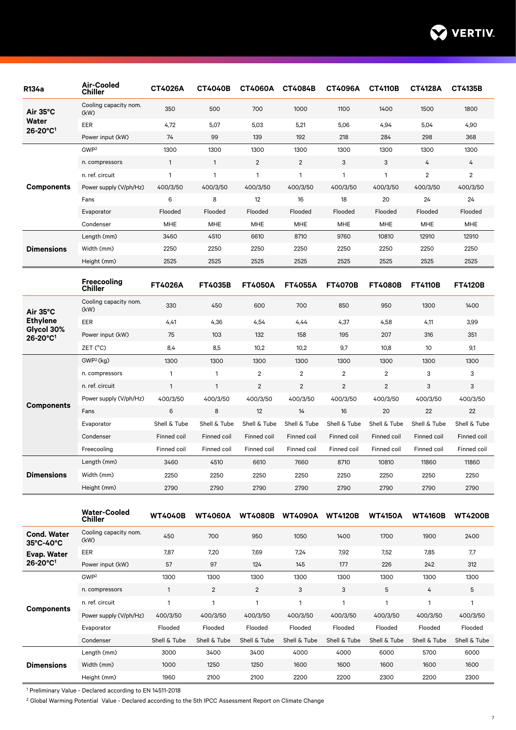| R134a | Air-Cooled Chiller | CT4026A | CT4040B | CT4060A | CT4084B | CT4096A | CT4110B | CT4128A | CT4135B |
|---|---|---|---|---|---|---|---|---|---|
| Air 35°C Water 26-20°C[1] | Cooling capacity nom. (kW) | 350 | 500 | 700 | 1000 | 1100 | 1400 | 1500 | 1800 |
| | EER | 4,72 | 5,07 | 5,03 | 5,21 | 5,06 | 4,94 | 5,04 | 4,90 |
| | Power input (kW) | 74 | 99 | 139 | 192 | 218 | 284 | 298 | 368 |
| Components | GWP[2] | 1300 | 1300 | 1300 | 1300 | 1300 | 1300 | 1300 | 1300 |
| | n. compressors | 1 | 1 | 2 | 2 | 3 | 3 | 4 | 4 |
| | n. ref. circuit | 1 | 1 | 1 | 1 | 1 | 1 | 2 | 2 |
| | Power supply (V/ph/Hz) | 400/3/50 | 400/3/50 | 400/3/50 | 400/3/50 | 400/3/50 | 400/3/50 | 400/3/50 | 400/3/50 |
| | Fans | 6 | 8 | 12 | 16 | 18 | 20 | 24 | 24 |
| | Evaporator | Flooded | Flooded | Flooded | Flooded | Flooded | Flooded | Flooded | Flooded |
| | Condenser | MHE | MHE | MHE | MHE | MHE | MHE | MHE | MHE |
| Dimensions | Length (mm) | 3460 | 4510 | 6610 | 8710 | 9760 | 10810 | 12910 | 12910 |
| | Width (mm) | 2250 | 2250 | 2250 | 2250 | 2250 | 2250 | 2250 | 2250 |
| | Height (mm) | 2525 | 2525 | 2525 | 2525 | 2525 | 2525 | 2525 | 2525 |

| | Freecooling Chiller | FT4026A | FT4035B | FT4050A | FT4055A | FT4070B | FT4080B | FT4110B | FT4120B |
|---|---|---|---|---|---|---|---|---|---|
| Air 35°C Ethylene Glycol 30% 26-20°C[1] | Cooling capacity nom. (kW) | 330 | 450 | 600 | 700 | 850 | 950 | 1300 | 1400 |
| | EER | 4,41 | 4,36 | 4,54 | 4,44 | 4,37 | 4,58 | 4,11 | 3,99 |
| | Power input (kW) | 75 | 103 | 132 | 158 | 195 | 207 | 316 | 351 |
| | ZET (°C) | 8,4 | 8,5 | 10,2 | 10,2 | 9,7 | 10,8 | 10 | 9,1 |
| Components | GWP[2] (kg) | 1300 | 1300 | 1300 | 1300 | 1300 | 1300 | 1300 | 1300 |
| | n. compressors | 1 | 1 | 2 | 2 | 2 | 2 | 3 | 3 |
| | n. ref. circuit | 1 | 1 | 2 | 2 | 2 | 2 | 3 | 3 |
| | Power supply (V/ph/Hz) | 400/3/50 | 400/3/50 | 400/3/50 | 400/3/50 | 400/3/50 | 400/3/50 | 400/3/50 | 400/3/50 |
| | Fans | 6 | 8 | 12 | 14 | 16 | 20 | 22 | 22 |
| | Evaporator | Shell & Tube | Shell & Tube | Shell & Tube | Shell & Tube | Shell & Tube | Shell & Tube | Shell & Tube | Shell & Tube |
| | Condenser | Finned coil | Finned coil | Finned coil | Finned coil | Finned coil | Finned coil | Finned coil | Finned coil |
| | Freecooling | Finned coil | Finned coil | Finned coil | Finned coil | Finned coil | Finned coil | Finned coil | Finned coil |
| Dimensions | Length (mm) | 3460 | 4510 | 6610 | 7660 | 8710 | 10810 | 11860 | 11860 |
| | Width (mm) | 2250 | 2250 | 2250 | 2250 | 2250 | 2250 | 2250 | 2250 |
| | Height (mm) | 2790 | 2790 | 2790 | 2790 | 2790 | 2790 | 2790 | 2790 |

| | Water-Cooled Chiller | WT4040B | WT4060A | WT4080B | WT4090A | WT4120B | WT4150A | WT4160B | WT4200B |
|---|---|---|---|---|---|---|---|---|---|
| Cond. Water 35°C-40°C Evap. Water 26-20°C[1] | Cooling capacity nom. (kW) | 450 | 700 | 950 | 1050 | 1400 | 1700 | 1900 | 2400 |
| | EER | 7,87 | 7,20 | 7,69 | 7,24 | 7,92 | 7,52 | 7,85 | 7,7 |
| | Power input (kW) | 57 | 97 | 124 | 145 | 177 | 226 | 242 | 312 |
| Components | GWP[2] | 1300 | 1300 | 1300 | 1300 | 1300 | 1300 | 1300 | 1300 |
| | n. compressors | 1 | 2 | 2 | 3 | 3 | 5 | 4 | 5 |
| | n. ref. circuit | 1 | 1 | 1 | 1 | 1 | 1 | 1 | 1 |
| | Power supply (V/ph/Hz) | 400/3/50 | 400/3/50 | 400/3/50 | 400/3/50 | 400/3/50 | 400/3/50 | 400/3/50 | 400/3/50 |
| | Evaporator | Flooded | Flooded | Flooded | Flooded | Flooded | Flooded | Flooded | Flooded |
| | Condenser | Shell & Tube | Shell & Tube | Shell & Tube | Shell & Tube | Shell & Tube | Shell & Tube | Shell & Tube | Shell & Tube |
| Dimensions | Length (mm) | 3000 | 3400 | 3400 | 4000 | 4000 | 6000 | 5700 | 6000 |
| | Width (mm) | 1000 | 1250 | 1250 | 1600 | 1600 | 1600 | 1600 | 1600 |
| | Height (mm) | 1960 | 2100 | 2100 | 2200 | 2200 | 2300 | 2200 | 2300 |

[1] Preliminary Value - Declared according to EN 14511-2018

[2] Global Warming Potential Value - Declared according to the 5th IPCC Assessment Report on Climate Change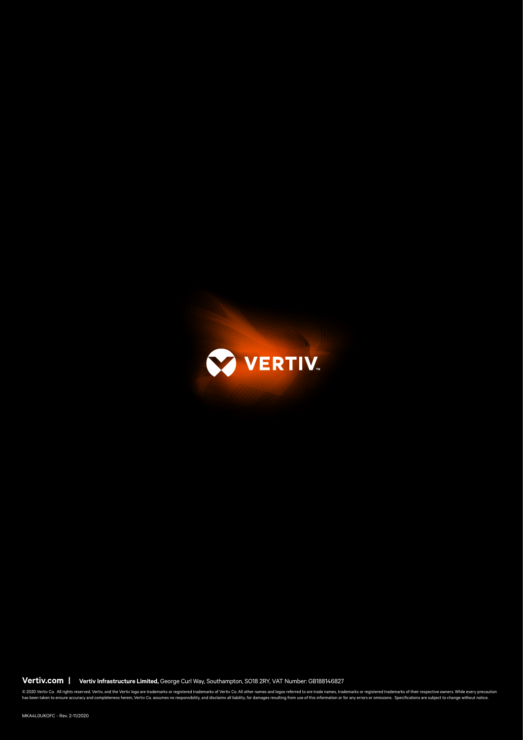VERTIV™

**Vertiv.com** | **Vertiv Infrastructure Limited,** George Curl Way, Southampton, SO18 2RY, VAT Number: GB188146827

© 2020 Vertiv Co. All rights reserved. Vertiv, and the Vertiv logo are trademarks or registered trademarks of Vertiv Co. All other names and logos referred to are trade names, trademarks or registered trademarks of their respective owners. While every precaution has been taken to ensure accuracy and completeness herein, Vertiv Co. assumes no responsibility, and disclaims all liability, for damages resulting from use of this information or for any errors or omissions. Specifications are subject to change without notice.

MKA4L0UKOFC - Rev. 2-11/2020